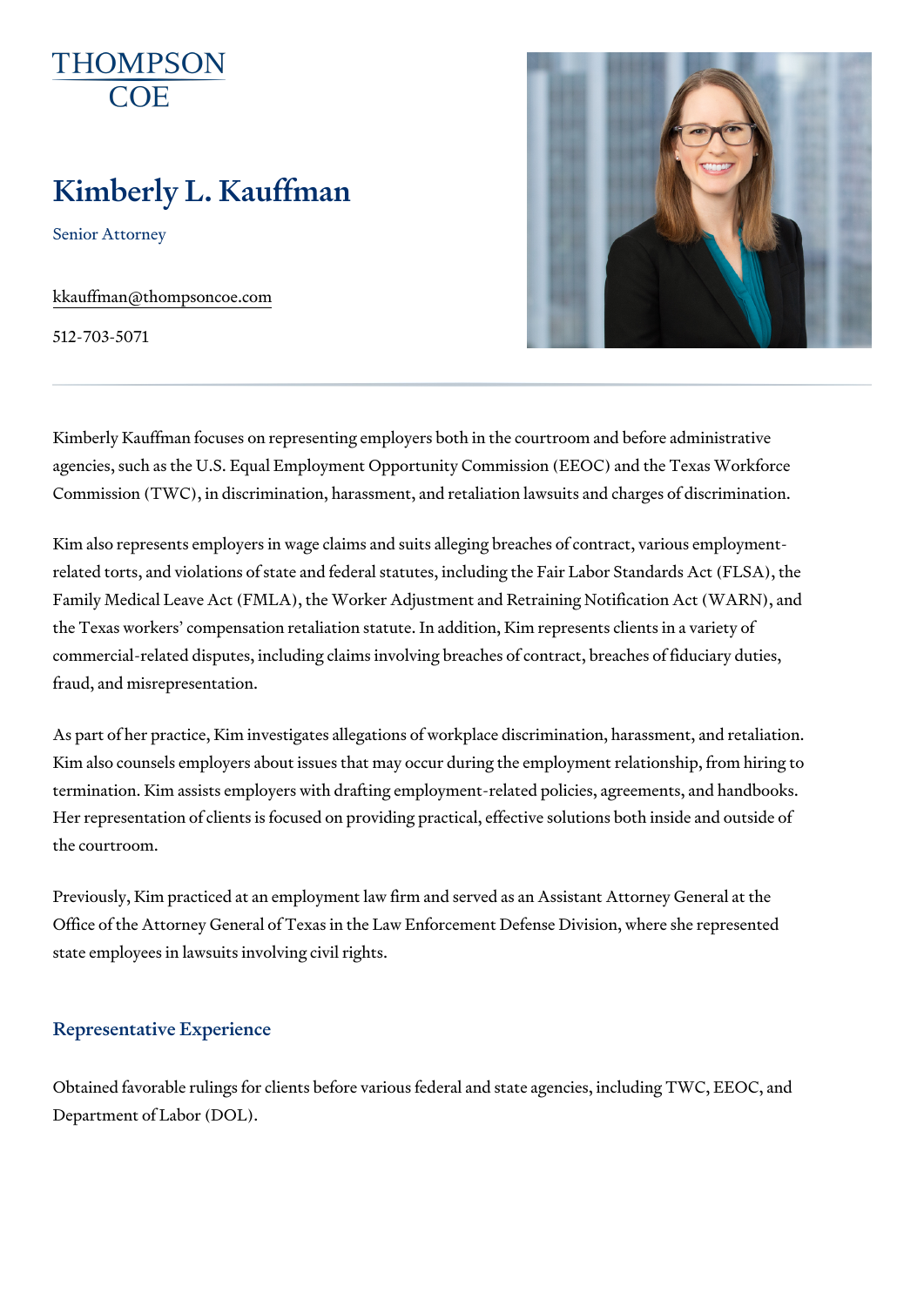THOMPSON COE

# Kimberly L. Kauffman

Senior Attorney

kkauffman@thompsoncoe.com

512-703-5071

Kimberly Kauffman focuses on representing employers both in the courtroom and before administrative agencies, such as the U.S. Equal Employment Opportunity Commission (EEOC) and the Texas Workforce Commission (TWC), in discrimination, harassment, and retaliation lawsuits and charges of discrimination.

Kim also represents employers in wage claims and suits alleging breaches of contract, various employment-related torts, and violations of state and federal statutes, including the Fair Labor Standards Act (FLSA), the Family Medical Leave Act (FMLA), the Worker Adjustment and Retraining Notification Act (WARN), and the Texas workers' compensation retaliation statute. In addition, Kim represents clients in a variety of commercial-related disputes, including claims involving breaches of contract, breaches of fiduciary duties, fraud, and misrepresentation.

As part of her practice, Kim investigates allegations of workplace discrimination, harassment, and retaliation. Kim also counsels employers about issues that may occur during the employment relationship, from hiring to termination. Kim assists employers with drafting employment-related policies, agreements, and handbooks. Her representation of clients is focused on providing practical, effective solutions both inside and outside of the courtroom.

Previously, Kim practiced at an employment law firm and served as an Assistant Attorney General at the Office of the Attorney General of Texas in the Law Enforcement Defense Division, where she represented state employees in lawsuits involving civil rights.

## Representative Experience

Obtained favorable rulings for clients before various federal and state agencies, including TWC, EEOC, and Department of Labor (DOL).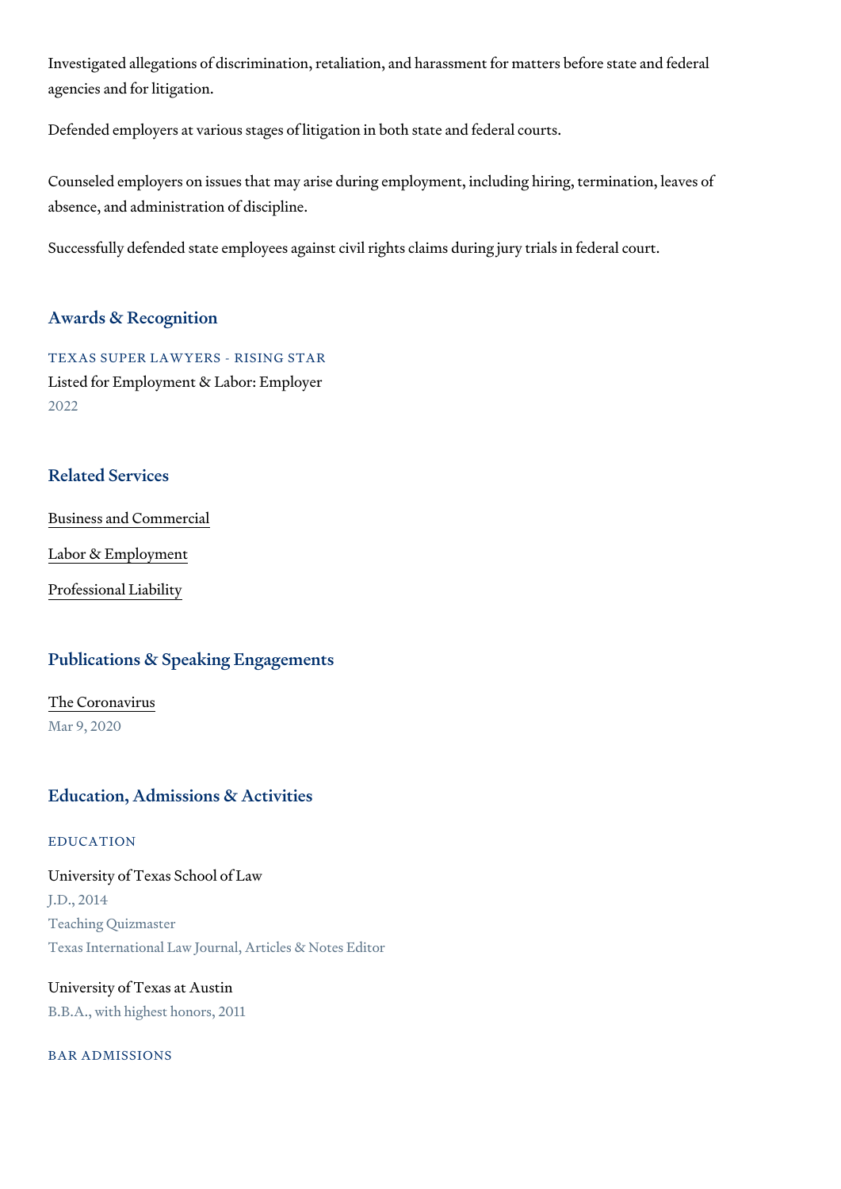Investigated allegations of discrimination, retaliation, and harassment for matters before state and federal agencies and for litigation.

Defended employers at various stages of litigation in both state and federal courts.

Counseled employers on issues that may arise during employment, including hiring, termination, leaves of absence, and administration of discipline.

Successfully defended state employees against civil rights claims during jury trials in federal court.

## Awards & Recognition

### TEXAS SUPER LAWYERS - RISING STAR

Listed for Employment & Labor: Employer

2022

## Related Services

Business and Commercial

Labor & Employment

Professional Liability

## Publications & Speaking Engagements

The Coronavirus

Mar 9, 2020

## Education, Admissions & Activities

### EDUCATION

University of Texas School of Law

J.D., 2014

Teaching Quizmaster

Texas International Law Journal, Articles & Notes Editor

University of Texas at Austin

B.B.A., with highest honors, 2011

### BAR ADMISSIONS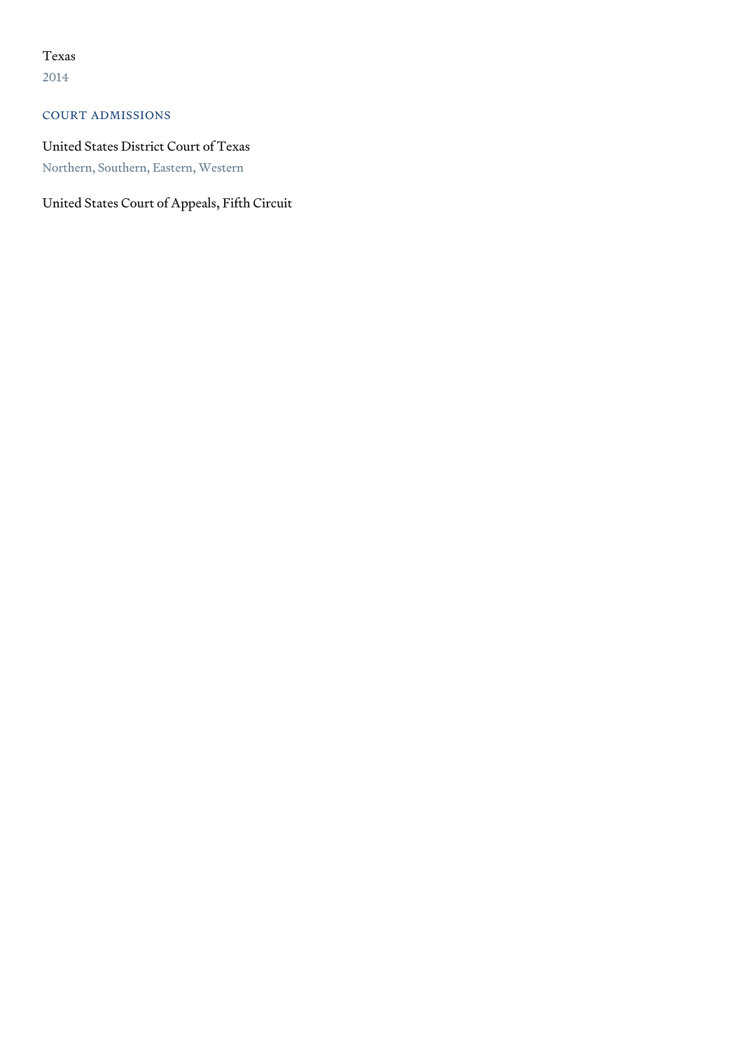Texas

2014

## COURT ADMISSIONS

United States District Court of Texas

Northern, Southern, Eastern, Western

United States Court of Appeals, Fifth Circuit